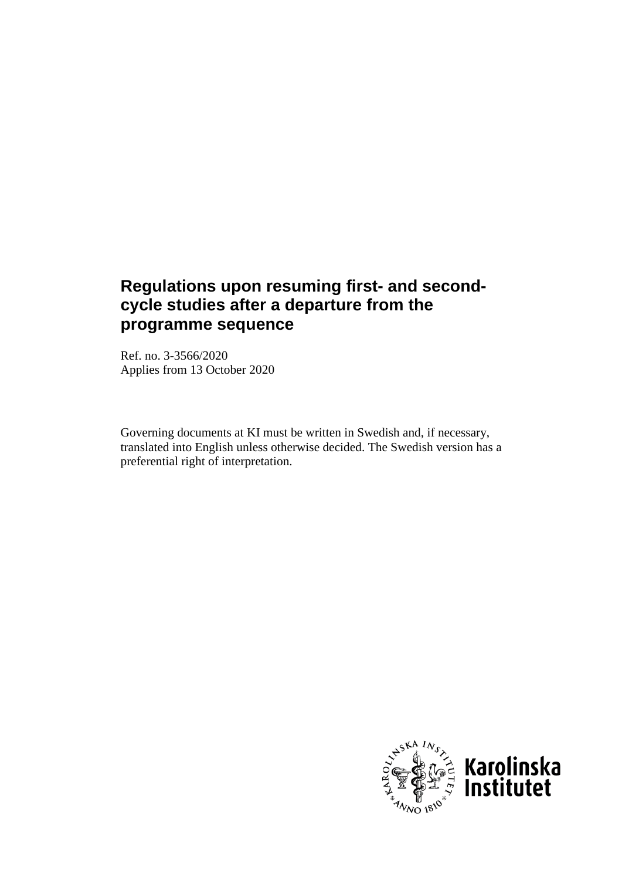# Regulations upon resuming first- and second-cycle studies after a departure from the programme sequence

Ref. no. 3-3566/2020
Applies from 13 October 2020

Governing documents at KI must be written in Swedish and, if necessary, translated into English unless otherwise decided. The Swedish version has a preferential right of interpretation.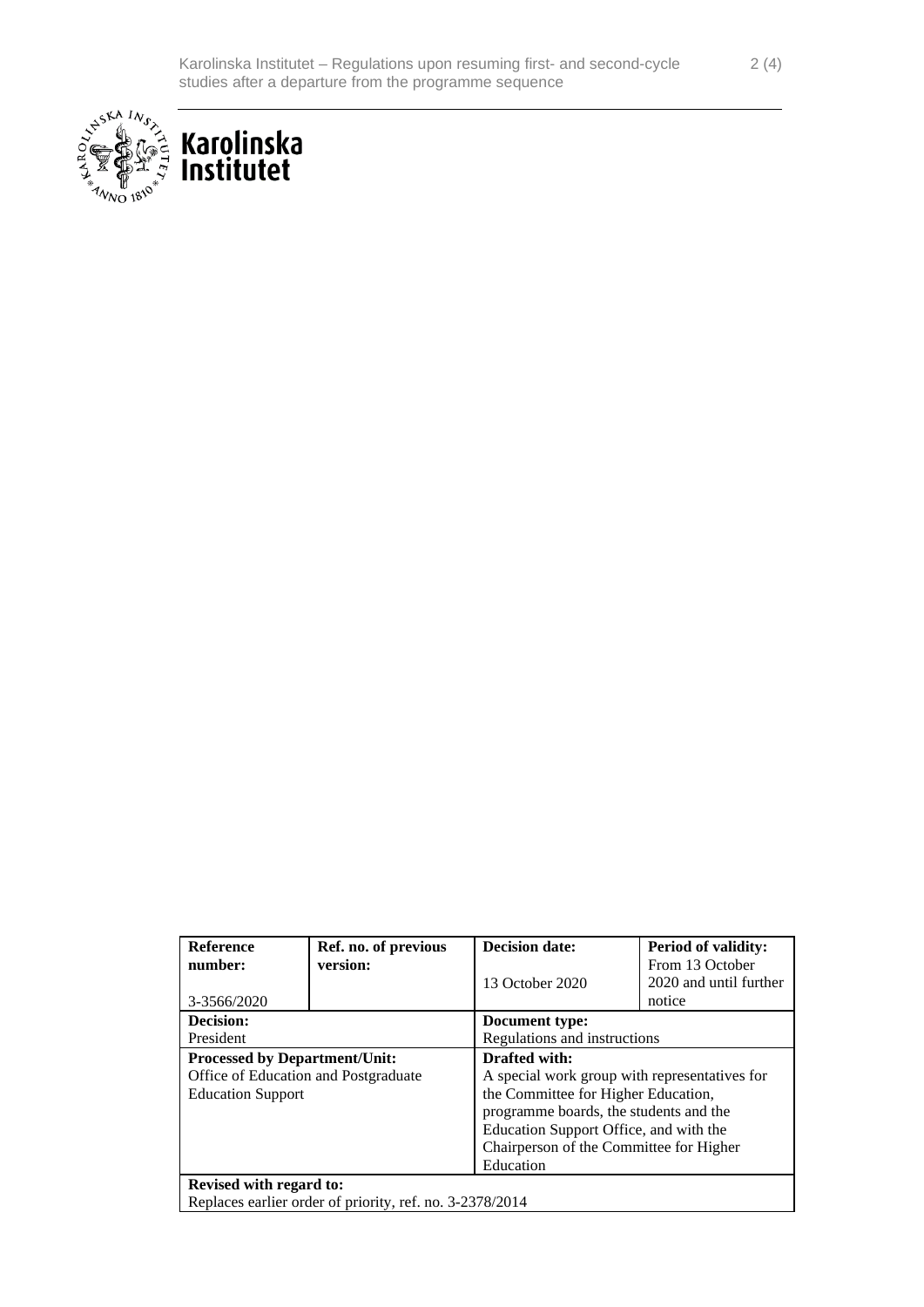| Reference number: 3-3566/2020 | Ref. no. of previous version: | Decision date: 13 October 2020 | Period of validity: From 13 October 2020 and until further notice |
|---|---|---|---|
| **Decision:** President | | **Document type:** Regulations and instructions | |
| **Processed by Department/Unit:** Office of Education and Postgraduate Education Support | | **Drafted with:** A special work group with representatives for the Committee for Higher Education, programme boards, the students and the Education Support Office, and with the Chairperson of the Committee for Higher Education | |
| **Revised with regard to:** Replaces earlier order of priority, ref. no. 3-2378/2014 | | | |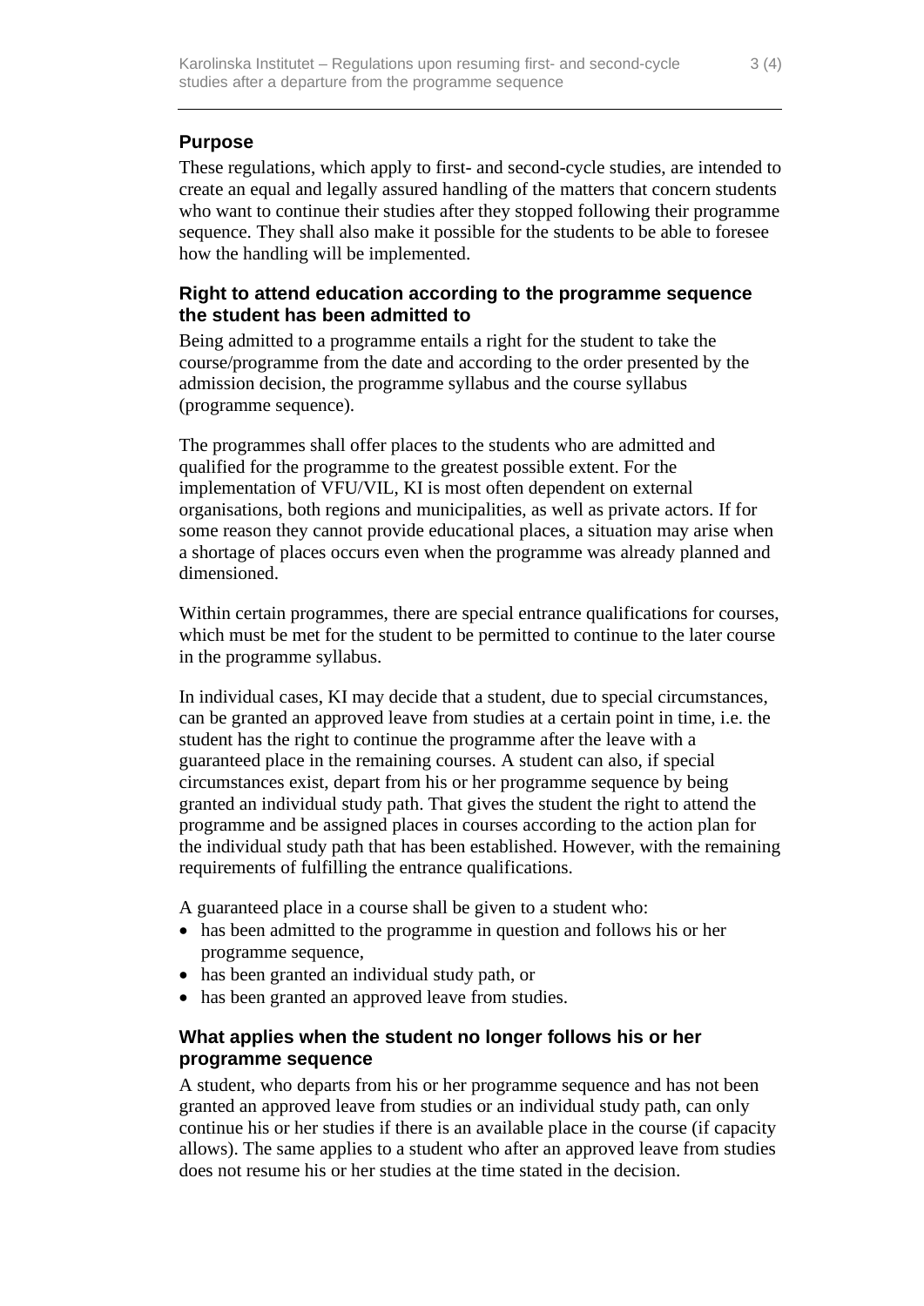## Purpose

These regulations, which apply to first- and second-cycle studies, are intended to create an equal and legally assured handling of the matters that concern students who want to continue their studies after they stopped following their programme sequence. They shall also make it possible for the students to be able to foresee how the handling will be implemented.

## Right to attend education according to the programme sequence the student has been admitted to

Being admitted to a programme entails a right for the student to take the course/programme from the date and according to the order presented by the admission decision, the programme syllabus and the course syllabus (programme sequence).

The programmes shall offer places to the students who are admitted and qualified for the programme to the greatest possible extent. For the implementation of VFU/VIL, KI is most often dependent on external organisations, both regions and municipalities, as well as private actors. If for some reason they cannot provide educational places, a situation may arise when a shortage of places occurs even when the programme was already planned and dimensioned.

Within certain programmes, there are special entrance qualifications for courses, which must be met for the student to be permitted to continue to the later course in the programme syllabus.

In individual cases, KI may decide that a student, due to special circumstances, can be granted an approved leave from studies at a certain point in time, i.e. the student has the right to continue the programme after the leave with a guaranteed place in the remaining courses. A student can also, if special circumstances exist, depart from his or her programme sequence by being granted an individual study path. That gives the student the right to attend the programme and be assigned places in courses according to the action plan for the individual study path that has been established. However, with the remaining requirements of fulfilling the entrance qualifications.

A guaranteed place in a course shall be given to a student who:

- has been admitted to the programme in question and follows his or her programme sequence,
- has been granted an individual study path, or
- has been granted an approved leave from studies.

## What applies when the student no longer follows his or her programme sequence

A student, who departs from his or her programme sequence and has not been granted an approved leave from studies or an individual study path, can only continue his or her studies if there is an available place in the course (if capacity allows). The same applies to a student who after an approved leave from studies does not resume his or her studies at the time stated in the decision.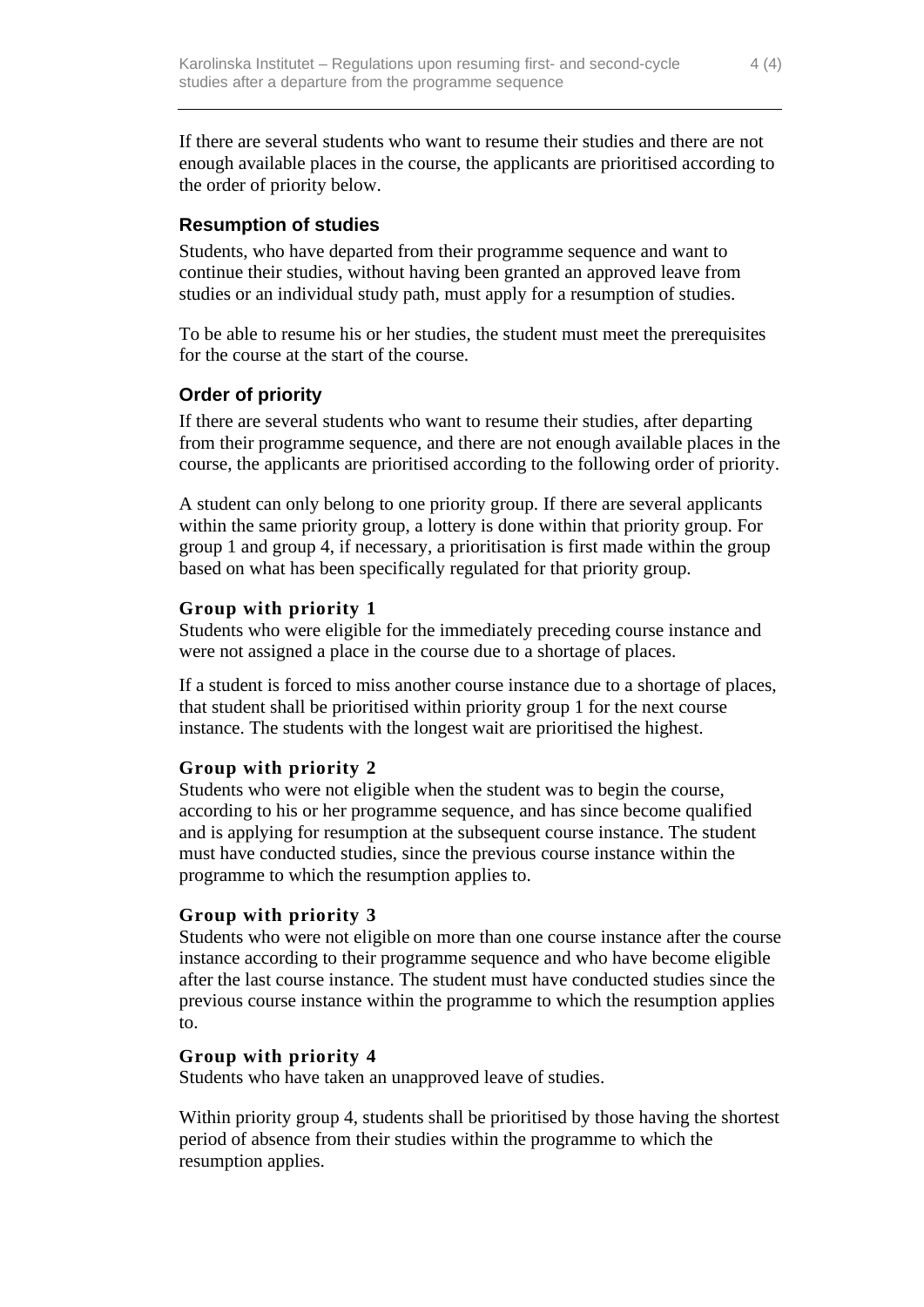If there are several students who want to resume their studies and there are not enough available places in the course, the applicants are prioritised according to the order of priority below.

## Resumption of studies

Students, who have departed from their programme sequence and want to continue their studies, without having been granted an approved leave from studies or an individual study path, must apply for a resumption of studies.

To be able to resume his or her studies, the student must meet the prerequisites for the course at the start of the course.

## Order of priority

If there are several students who want to resume their studies, after departing from their programme sequence, and there are not enough available places in the course, the applicants are prioritised according to the following order of priority.

A student can only belong to one priority group. If there are several applicants within the same priority group, a lottery is done within that priority group. For group 1 and group 4, if necessary, a prioritisation is first made within the group based on what has been specifically regulated for that priority group.

### Group with priority 1

Students who were eligible for the immediately preceding course instance and were not assigned a place in the course due to a shortage of places.

If a student is forced to miss another course instance due to a shortage of places, that student shall be prioritised within priority group 1 for the next course instance. The students with the longest wait are prioritised the highest.

### Group with priority 2

Students who were not eligible when the student was to begin the course, according to his or her programme sequence, and has since become qualified and is applying for resumption at the subsequent course instance. The student must have conducted studies, since the previous course instance within the programme to which the resumption applies to.

### Group with priority 3

Students who were not eligible on more than one course instance after the course instance according to their programme sequence and who have become eligible after the last course instance. The student must have conducted studies since the previous course instance within the programme to which the resumption applies to.

### Group with priority 4

Students who have taken an unapproved leave of studies.

Within priority group 4, students shall be prioritised by those having the shortest period of absence from their studies within the programme to which the resumption applies.